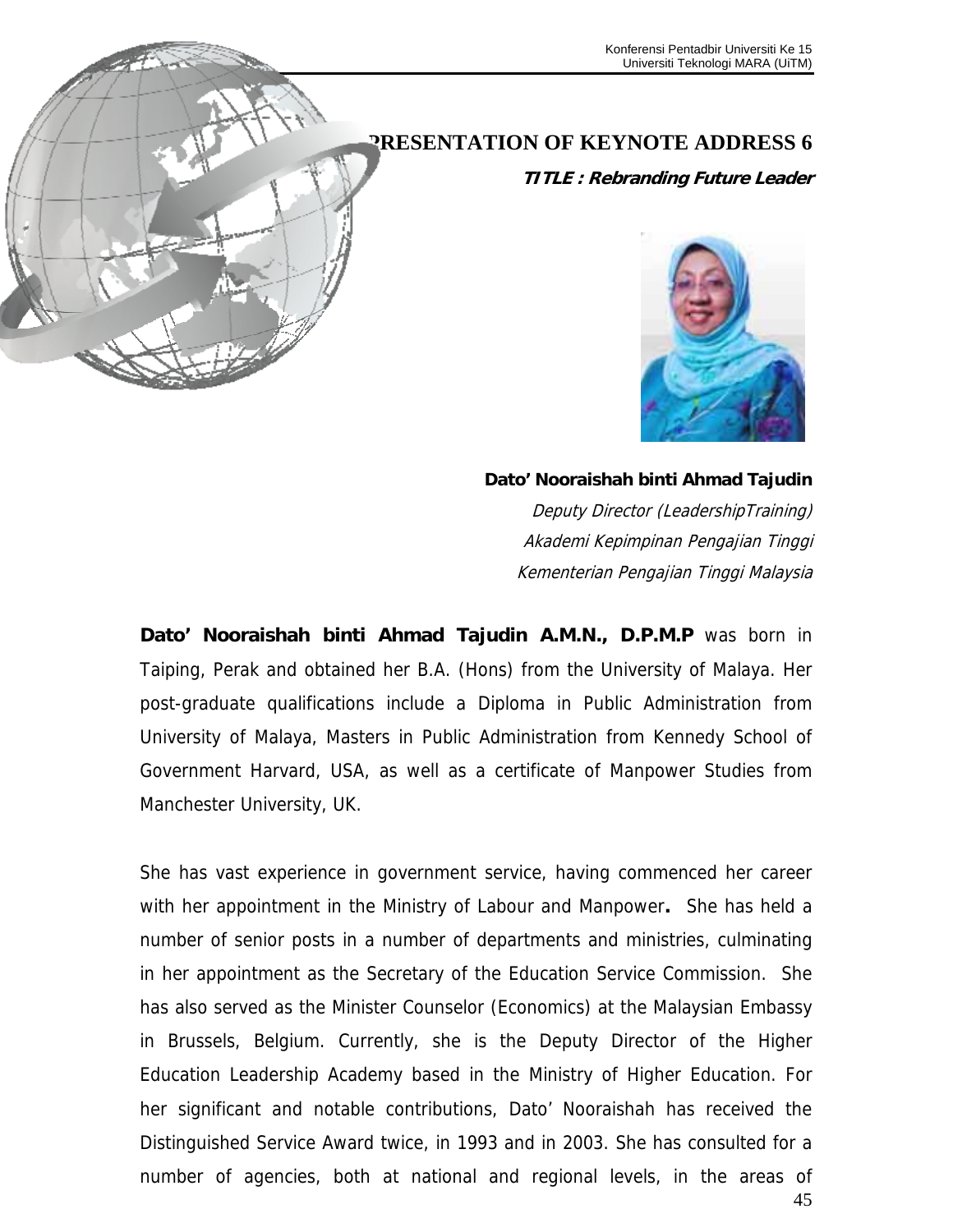# PRESENTATION OF KEYNOTE ADDRESS 6

***TITLE : Rebranding Future Leader***

**Dato' Nooraishah binti Ahmad Tajudin**

*Deputy Director (LeadershipTraining)*

*Akademi Kepimpinan Pengajian Tinggi*

*Kementerian Pengajian Tinggi Malaysia*

**Dato' Nooraishah binti Ahmad Tajudin A.M.N., D.P.M.P** was born in Taiping, Perak and obtained her B.A. (Hons) from the University of Malaya. Her post-graduate qualifications include a Diploma in Public Administration from University of Malaya, Masters in Public Administration from Kennedy School of Government Harvard, USA, as well as a certificate of Manpower Studies from Manchester University, UK.

She has vast experience in government service, having commenced her career with her appointment in the Ministry of Labour and Manpower**.** She has held a number of senior posts in a number of departments and ministries, culminating in her appointment as the Secretary of the Education Service Commission. She has also served as the Minister Counselor (Economics) at the Malaysian Embassy in Brussels, Belgium. Currently, she is the Deputy Director of the Higher Education Leadership Academy based in the Ministry of Higher Education. For her significant and notable contributions, Dato' Nooraishah has received the Distinguished Service Award twice, in 1993 and in 2003. She has consulted for a number of agencies, both at national and regional levels, in the areas of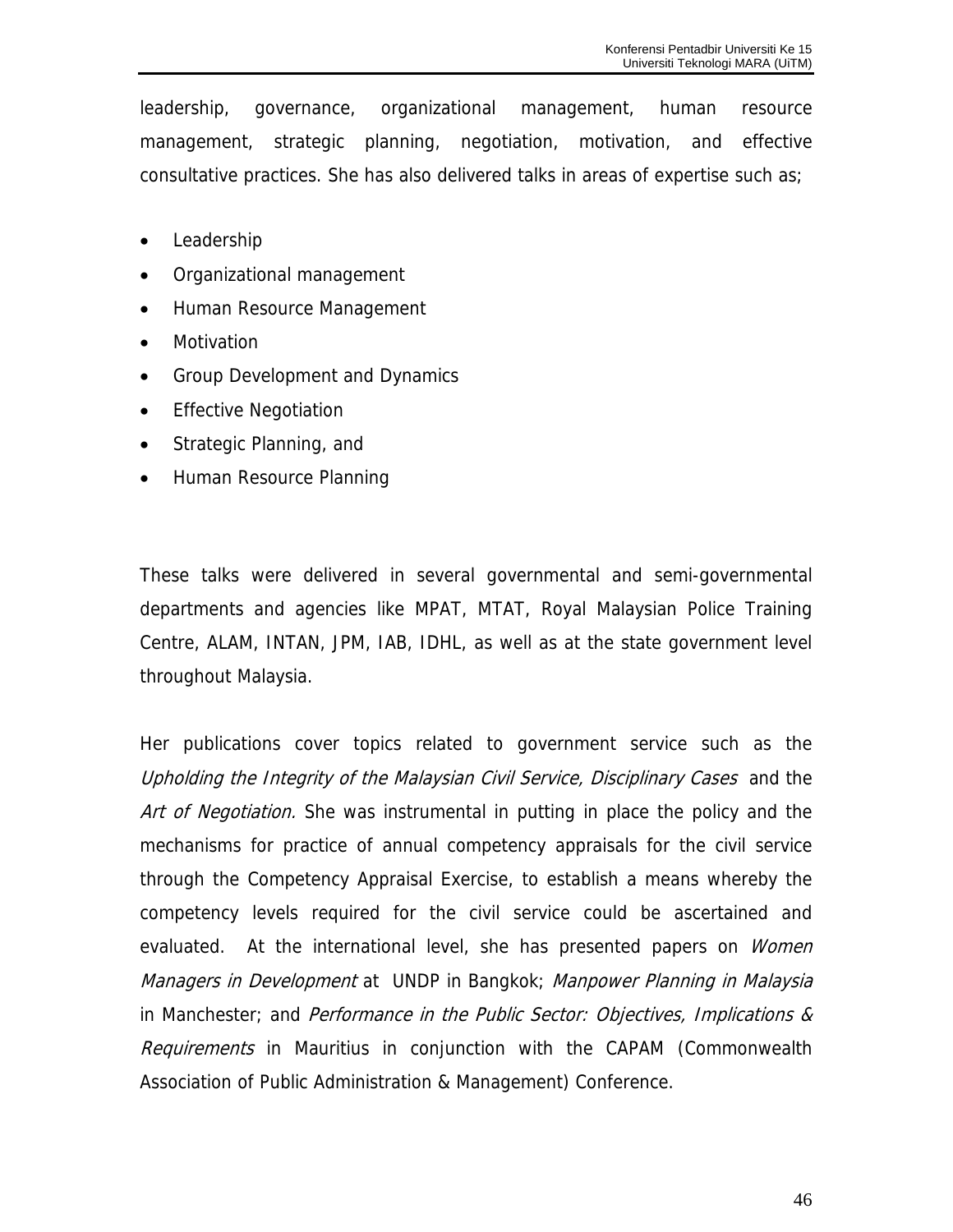leadership, governance, organizational management, human resource management, strategic planning, negotiation, motivation, and effective consultative practices. She has also delivered talks in areas of expertise such as;

- Leadership
- Organizational management
- Human Resource Management
- Motivation
- Group Development and Dynamics
- Effective Negotiation
- Strategic Planning, and
- Human Resource Planning

These talks were delivered in several governmental and semi-governmental departments and agencies like MPAT, MTAT, Royal Malaysian Police Training Centre, ALAM, INTAN, JPM, IAB, IDHL, as well as at the state government level throughout Malaysia.

Her publications cover topics related to government service such as the *Upholding the Integrity of the Malaysian Civil Service, Disciplinary Cases* and the *Art of Negotiation.* She was instrumental in putting in place the policy and the mechanisms for practice of annual competency appraisals for the civil service through the Competency Appraisal Exercise, to establish a means whereby the competency levels required for the civil service could be ascertained and evaluated. At the international level, she has presented papers on *Women Managers in Development* at UNDP in Bangkok; *Manpower Planning in Malaysia* in Manchester; and *Performance in the Public Sector: Objectives, Implications & Requirements* in Mauritius in conjunction with the CAPAM (Commonwealth Association of Public Administration & Management) Conference.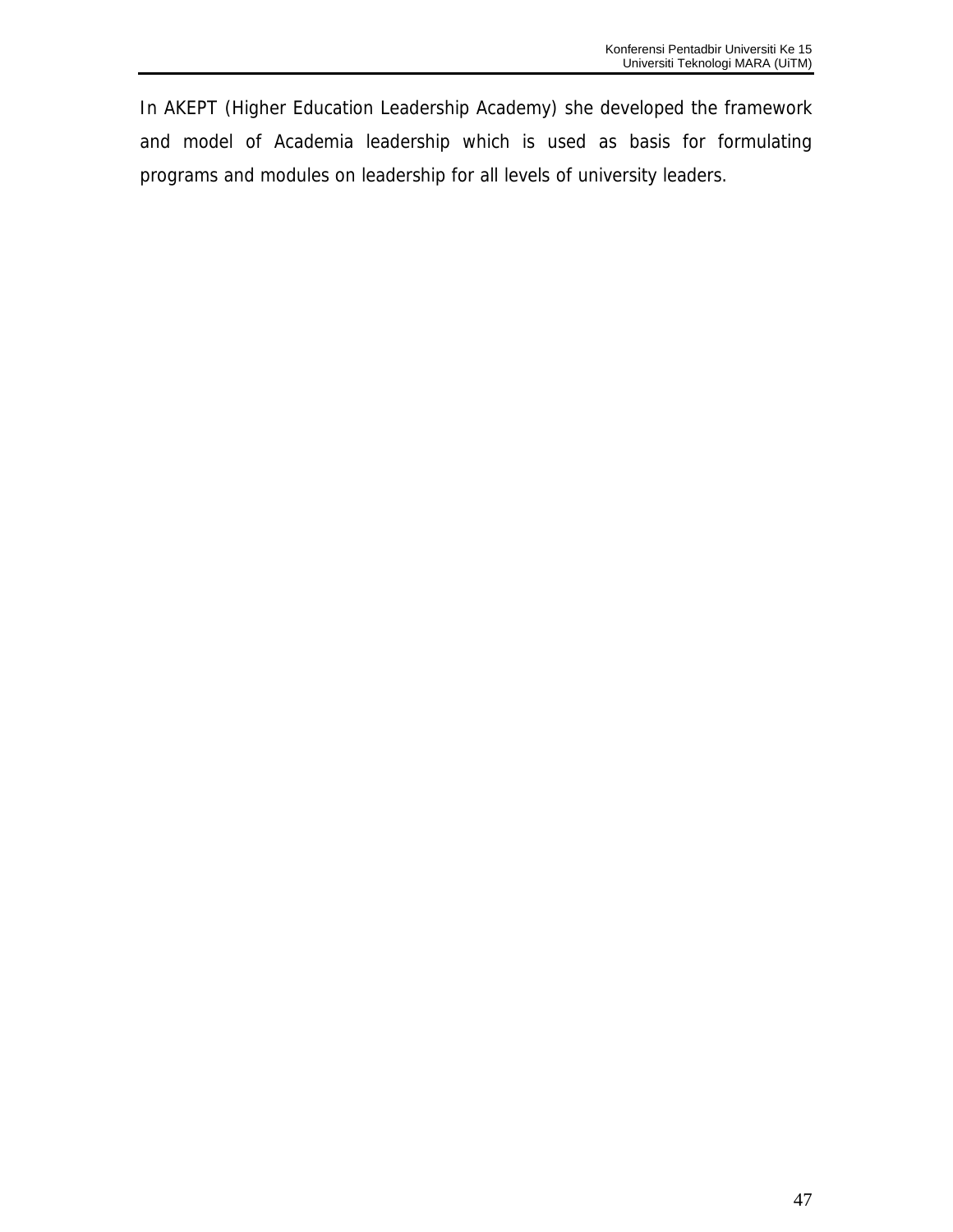In AKEPT (Higher Education Leadership Academy) she developed the framework and model of Academia leadership which is used as basis for formulating programs and modules on leadership for all levels of university leaders.